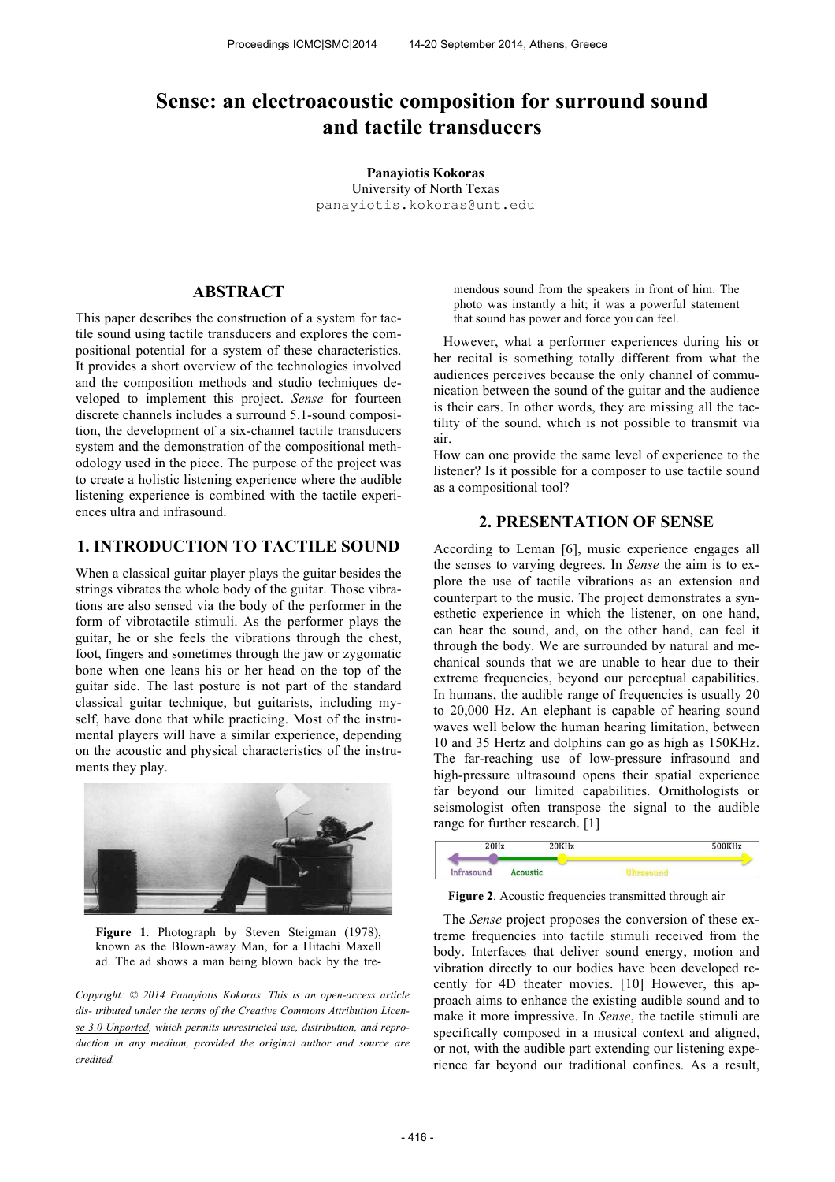# Sense: an electroacoustic composition for surround sound and tactile transducers

**Panayiotis Kokoras**
University of North Texas
panayiotis.kokoras@unt.edu

## ABSTRACT

This paper describes the construction of a system for tactile sound using tactile transducers and explores the compositional potential for a system of these characteristics. It provides a short overview of the technologies involved and the composition methods and studio techniques developed to implement this project. *Sense* for fourteen discrete channels includes a surround 5.1-sound composition, the development of a six-channel tactile transducers system and the demonstration of the compositional methodology used in the piece. The purpose of the project was to create a holistic listening experience where the audible listening experience is combined with the tactile experiences ultra and infrasound.

## 1. INTRODUCTION TO TACTILE SOUND

When a classical guitar player plays the guitar besides the strings vibrates the whole body of the guitar. Those vibrations are also sensed via the body of the performer in the form of vibrotactile stimuli. As the performer plays the guitar, he or she feels the vibrations through the chest, foot, fingers and sometimes through the jaw or zygomatic bone when one leans his or her head on the top of the guitar side. The last posture is not part of the standard classical guitar technique, but guitarists, including myself, have done that while practicing. Most of the instrumental players will have a similar experience, depending on the acoustic and physical characteristics of the instruments they play.

**Figure 1**. Photograph by Steven Steigman (1978), known as the Blown-away Man, for a Hitachi Maxell ad. The ad shows a man being blown back by the tremendous sound from the speakers in front of him. The photo was instantly a hit; it was a powerful statement that sound has power and force you can feel.

*Copyright: © 2014 Panayiotis Kokoras. This is an open-access article dis- tributed under the terms of the Creative Commons Attribution License 3.0 Unported, which permits unrestricted use, distribution, and reproduction in any medium, provided the original author and source are credited.*

However, what a performer experiences during his or her recital is something totally different from what the audiences perceives because the only channel of communication between the sound of the guitar and the audience is their ears. In other words, they are missing all the tactility of the sound, which is not possible to transmit via air.

How can one provide the same level of experience to the listener? Is it possible for a composer to use tactile sound as a compositional tool?

## 2. PRESENTATION OF SENSE

According to Leman [6], music experience engages all the senses to varying degrees. In *Sense* the aim is to explore the use of tactile vibrations as an extension and counterpart to the music. The project demonstrates a synesthetic experience in which the listener, on one hand, can hear the sound, and, on the other hand, can feel it through the body. We are surrounded by natural and mechanical sounds that we are unable to hear due to their extreme frequencies, beyond our perceptual capabilities. In humans, the audible range of frequencies is usually 20 to 20,000 Hz. An elephant is capable of hearing sound waves well below the human hearing limitation, between 10 and 35 Hertz and dolphins can go as high as 150KHz. The far-reaching use of low-pressure infrasound and high-pressure ultrasound opens their spatial experience far beyond our limited capabilities. Ornithologists or seismologist often transpose the signal to the audible range for further research. [1]

| 20Hz | 20KHz | 500KHz |
|---|---|---|
| Infrasound | Acoustic | Ultrasound |

**Figure 2**. Acoustic frequencies transmitted through air

The *Sense* project proposes the conversion of these extreme frequencies into tactile stimuli received from the body. Interfaces that deliver sound energy, motion and vibration directly to our bodies have been developed recently for 4D theater movies. [10] However, this approach aims to enhance the existing audible sound and to make it more impressive. In *Sense*, the tactile stimuli are specifically composed in a musical context and aligned, or not, with the audible part extending our listening experience far beyond our traditional confines. As a result,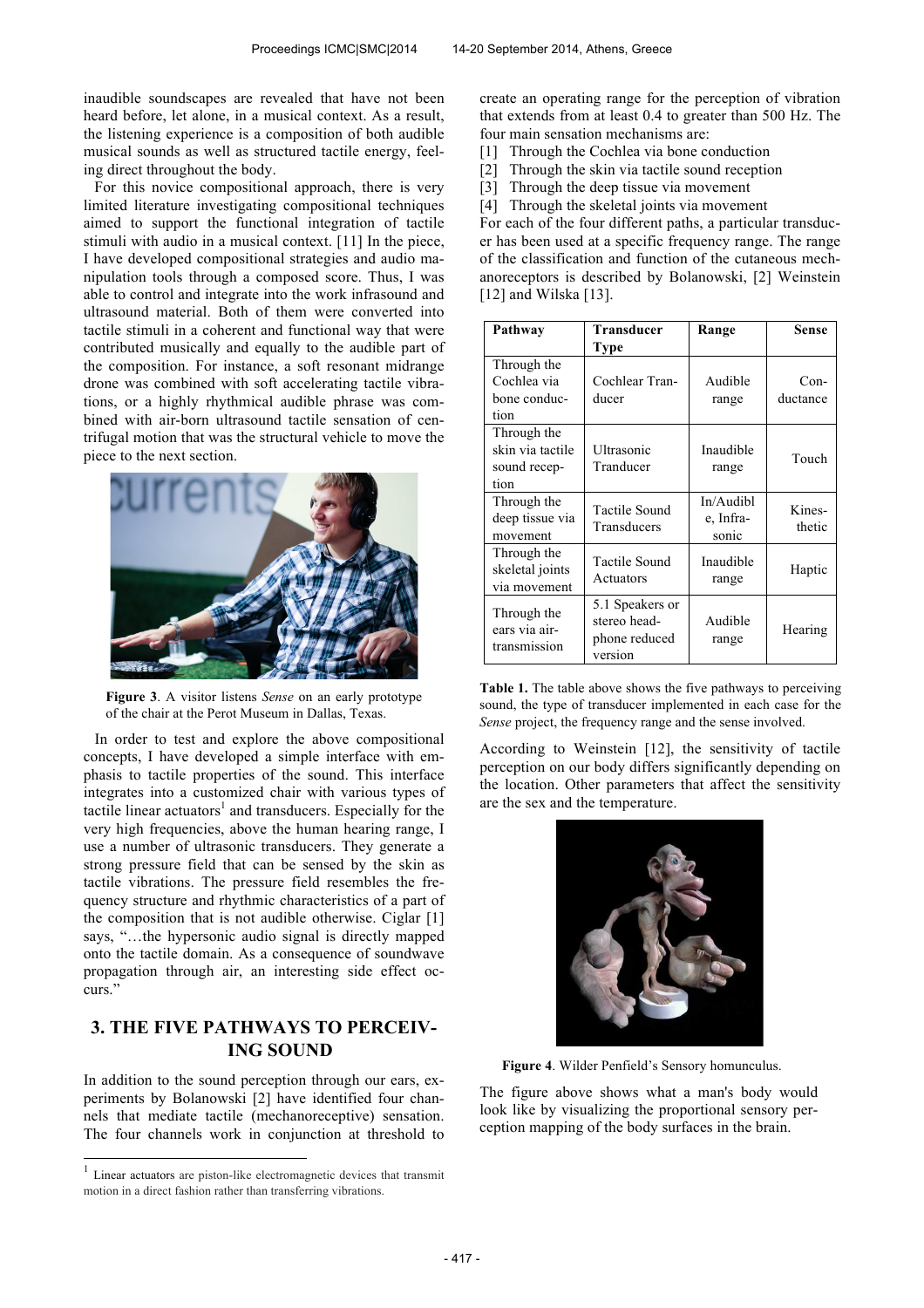inaudible soundscapes are revealed that have not been heard before, let alone, in a musical context. As a result, the listening experience is a composition of both audible musical sounds as well as structured tactile energy, feeling direct throughout the body.

For this novice compositional approach, there is very limited literature investigating compositional techniques aimed to support the functional integration of tactile stimuli with audio in a musical context. [11] In the piece, I have developed compositional strategies and audio manipulation tools through a composed score. Thus, I was able to control and integrate into the work infrasound and ultrasound material. Both of them were converted into tactile stimuli in a coherent and functional way that were contributed musically and equally to the audible part of the composition. For instance, a soft resonant midrange drone was combined with soft accelerating tactile vibrations, or a highly rhythmical audible phrase was combined with air-born ultrasound tactile sensation of centrifugal motion that was the structural vehicle to move the piece to the next section.

**Figure 3**. A visitor listens *Sense* on an early prototype of the chair at the Perot Museum in Dallas, Texas.

In order to test and explore the above compositional concepts, I have developed a simple interface with emphasis to tactile properties of the sound. This interface integrates into a customized chair with various types of tactile linear actuators[1] and transducers. Especially for the very high frequencies, above the human hearing range, I use a number of ultrasonic transducers. They generate a strong pressure field that can be sensed by the skin as tactile vibrations. The pressure field resembles the frequency structure and rhythmic characteristics of a part of the composition that is not audible otherwise. Ciglar [1] says, "…the hypersonic audio signal is directly mapped onto the tactile domain. As a consequence of soundwave propagation through air, an interesting side effect occurs."

## 3. THE FIVE PATHWAYS TO PERCEIVING SOUND

In addition to the sound perception through our ears, experiments by Bolanowski [2] have identified four channels that mediate tactile (mechanoreceptive) sensation. The four channels work in conjunction at threshold to create an operating range for the perception of vibration that extends from at least 0.4 to greater than 500 Hz. The four main sensation mechanisms are:

[1] Through the Cochlea via bone conduction
[2] Through the skin via tactile sound reception
[3] Through the deep tissue via movement
[4] Through the skeletal joints via movement

For each of the four different paths, a particular transducer has been used at a specific frequency range. The range of the classification and function of the cutaneous mechanoreceptors is described by Bolanowski, [2] Weinstein [12] and Wilska [13].

| Pathway | Transducer Type | Range | Sense |
|---|---|---|---|
| Through the Cochlea via bone conduction | Cochlear Tranducer | Audible range | Conductance |
| Through the skin via tactile sound reception | Ultrasonic Tranducer | Inaudible range | Touch |
| Through the deep tissue via movement | Tactile Sound Transducers | In/Audible, Infrasonic | Kinesthetic |
| Through the skeletal joints via movement | Tactile Sound Actuators | Inaudible range | Haptic |
| Through the ears via air-transmission | 5.1 Speakers or stereo headphone reduced version | Audible range | Hearing |

**Table 1.** The table above shows the five pathways to perceiving sound, the type of transducer implemented in each case for the *Sense* project, the frequency range and the sense involved.

According to Weinstein [12], the sensitivity of tactile perception on our body differs significantly depending on the location. Other parameters that affect the sensitivity are the sex and the temperature.

**Figure 4**. Wilder Penfield's Sensory homunculus.

The figure above shows what a man's body would look like by visualizing the proportional sensory perception mapping of the body surfaces in the brain.

[1] Linear actuators are piston-like electromagnetic devices that transmit motion in a direct fashion rather than transferring vibrations.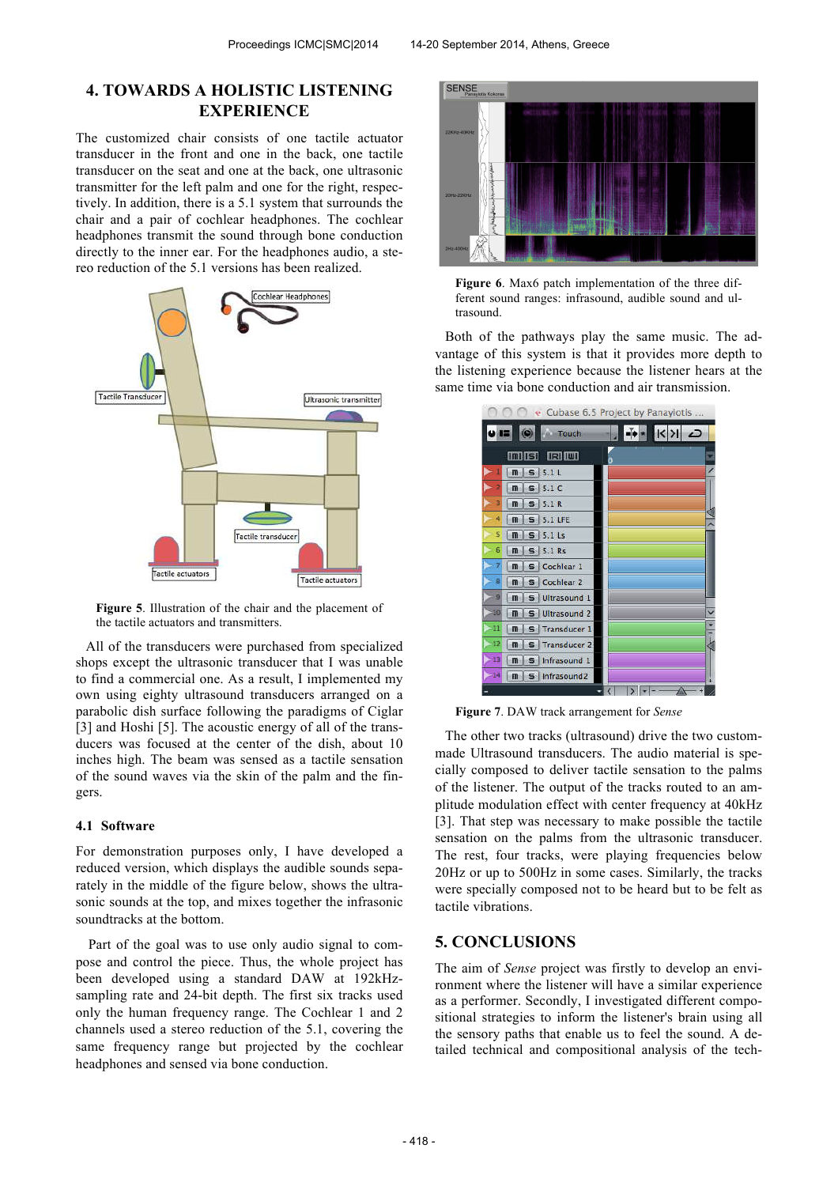## 4. TOWARDS A HOLISTIC LISTENING EXPERIENCE

The customized chair consists of one tactile actuator transducer in the front and one in the back, one tactile transducer on the seat and one at the back, one ultrasonic transmitter for the left palm and one for the right, respectively. In addition, there is a 5.1 system that surrounds the chair and a pair of cochlear headphones. The cochlear headphones transmit the sound through bone conduction directly to the inner ear. For the headphones audio, a stereo reduction of the 5.1 versions has been realized.

**Figure 5**. Illustration of the chair and the placement of the tactile actuators and transmitters.

All of the transducers were purchased from specialized shops except the ultrasonic transducer that I was unable to find a commercial one. As a result, I implemented my own using eighty ultrasound transducers arranged on a parabolic dish surface following the paradigms of Ciglar [3] and Hoshi [5]. The acoustic energy of all of the transducers was focused at the center of the dish, about 10 inches high. The beam was sensed as a tactile sensation of the sound waves via the skin of the palm and the fingers.

### 4.1 Software

For demonstration purposes only, I have developed a reduced version, which displays the audible sounds separately in the middle of the figure below, shows the ultrasonic sounds at the top, and mixes together the infrasonic soundtracks at the bottom.

Part of the goal was to use only audio signal to compose and control the piece. Thus, the whole project has been developed using a standard DAW at 192kHz-sampling rate and 24-bit depth. The first six tracks used only the human frequency range. The Cochlear 1 and 2 channels used a stereo reduction of the 5.1, covering the same frequency range but projected by the cochlear headphones and sensed via bone conduction.

**Figure 6**. Max6 patch implementation of the three different sound ranges: infrasound, audible sound and ultrasound.

Both of the pathways play the same music. The advantage of this system is that it provides more depth to the listening experience because the listener hears at the same time via bone conduction and air transmission.

**Figure 7**. DAW track arrangement for *Sense*

The other two tracks (ultrasound) drive the two custom-made Ultrasound transducers. The audio material is specially composed to deliver tactile sensation to the palms of the listener. The output of the tracks routed to an amplitude modulation effect with center frequency at 40kHz [3]. That step was necessary to make possible the tactile sensation on the palms from the ultrasonic transducer. The rest, four tracks, were playing frequencies below 20Hz or up to 500Hz in some cases. Similarly, the tracks were specially composed not to be heard but to be felt as tactile vibrations.

## 5. CONCLUSIONS

The aim of *Sense* project was firstly to develop an environment where the listener will have a similar experience as a performer. Secondly, I investigated different compositional strategies to inform the listener's brain using all the sensory paths that enable us to feel the sound. A detailed technical and compositional analysis of the tech-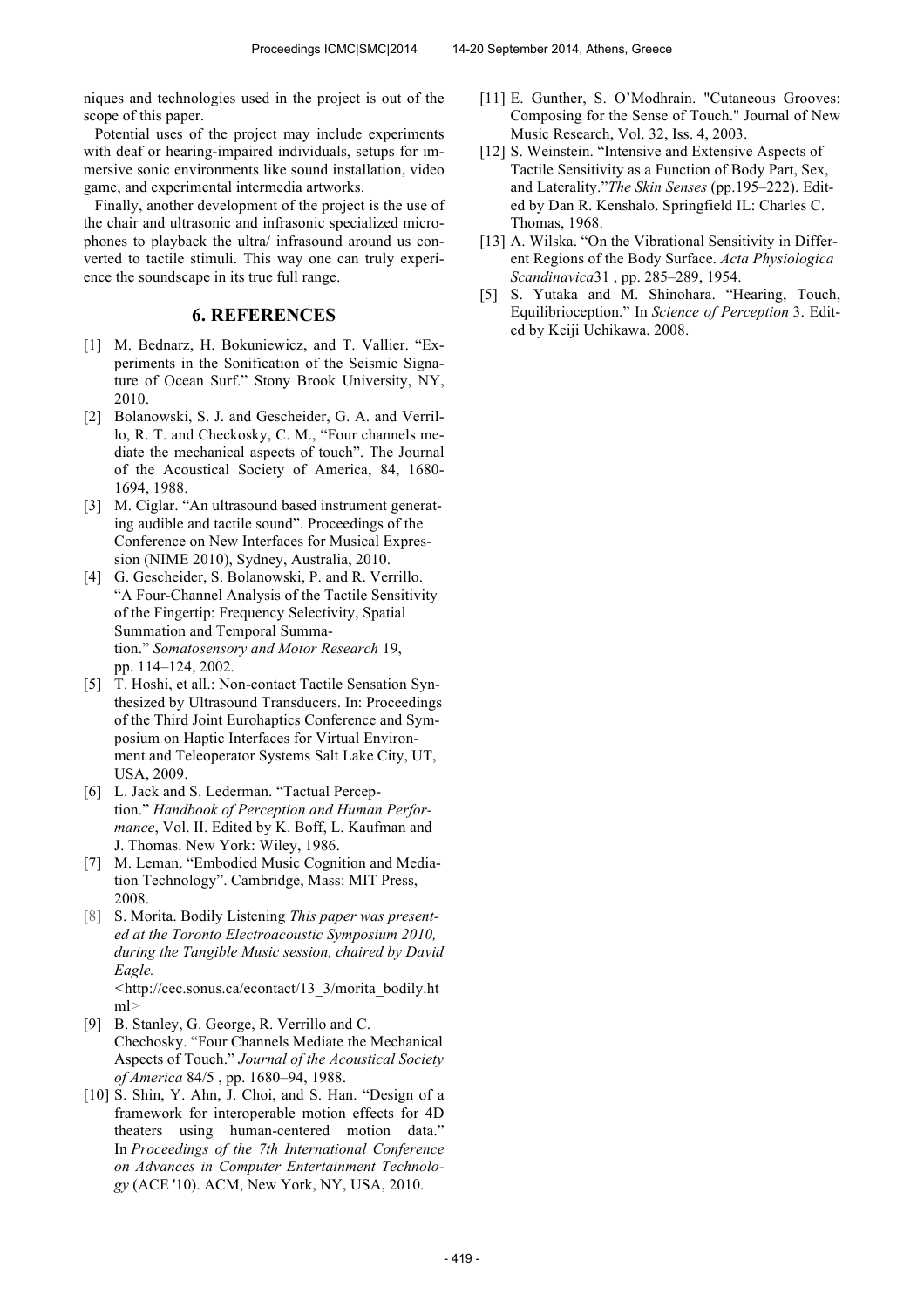niques and technologies used in the project is out of the scope of this paper.

Potential uses of the project may include experiments with deaf or hearing-impaired individuals, setups for immersive sonic environments like sound installation, video game, and experimental intermedia artworks.

Finally, another development of the project is the use of the chair and ultrasonic and infrasonic specialized microphones to playback the ultra/ infrasound around us converted to tactile stimuli. This way one can truly experience the soundscape in its true full range.

## 6. REFERENCES

[1] M. Bednarz, H. Bokuniewicz, and T. Vallier. "Experiments in the Sonification of the Seismic Signature of Ocean Surf." Stony Brook University, NY, 2010.

[2] Bolanowski, S. J. and Gescheider, G. A. and Verrillo, R. T. and Checkosky, C. M., "Four channels mediate the mechanical aspects of touch". The Journal of the Acoustical Society of America, 84, 1680-1694, 1988.

[3] M. Ciglar. "An ultrasound based instrument generating audible and tactile sound". Proceedings of the Conference on New Interfaces for Musical Expression (NIME 2010), Sydney, Australia, 2010.

[4] G. Gescheider, S. Bolanowski, P. and R. Verrillo. "A Four-Channel Analysis of the Tactile Sensitivity of the Fingertip: Frequency Selectivity, Spatial Summation and Temporal Summation." *Somatosensory and Motor Research* 19, pp. 114–124, 2002.

[5] T. Hoshi, et all.: Non-contact Tactile Sensation Synthesized by Ultrasound Transducers. In: Proceedings of the Third Joint Eurohaptics Conference and Symposium on Haptic Interfaces for Virtual Environment and Teleoperator Systems Salt Lake City, UT, USA, 2009.

[6] L. Jack and S. Lederman. "Tactual Perception." *Handbook of Perception and Human Performance*, Vol. II. Edited by K. Boff, L. Kaufman and J. Thomas. New York: Wiley, 1986.

[7] M. Leman. "Embodied Music Cognition and Mediation Technology". Cambridge, Mass: MIT Press, 2008.

[8] S. Morita. Bodily Listening *This paper was presented at the Toronto Electroacoustic Symposium 2010, during the Tangible Music session, chaired by David Eagle.* <http://cec.sonus.ca/econtact/13_3/morita_bodily.html>

[9] B. Stanley, G. George, R. Verrillo and C. Chechosky. "Four Channels Mediate the Mechanical Aspects of Touch." *Journal of the Acoustical Society of America* 84/5 , pp. 1680–94, 1988.

[10] S. Shin, Y. Ahn, J. Choi, and S. Han. "Design of a framework for interoperable motion effects for 4D theaters using human-centered motion data." In *Proceedings of the 7th International Conference on Advances in Computer Entertainment Technology* (ACE '10). ACM, New York, NY, USA, 2010.

[11] E. Gunther, S. O'Modhrain. "Cutaneous Grooves: Composing for the Sense of Touch." Journal of New Music Research, Vol. 32, Iss. 4, 2003.

[12] S. Weinstein. "Intensive and Extensive Aspects of Tactile Sensitivity as a Function of Body Part, Sex, and Laterality."*The Skin Senses* (pp.195–222). Edited by Dan R. Kenshalo. Springfield IL: Charles C. Thomas, 1968.

[13] A. Wilska. "On the Vibrational Sensitivity in Different Regions of the Body Surface. *Acta Physiologica Scandinavica*31 , pp. 285–289, 1954.

[5] S. Yutaka and M. Shinohara. "Hearing, Touch, Equilibrioception." In *Science of Perception* 3. Edited by Keiji Uchikawa. 2008.